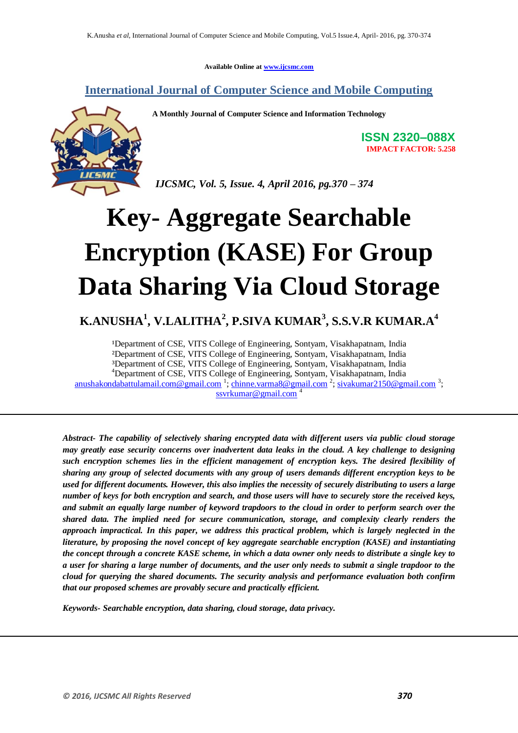Available Online at www.ijcsmc.com

## International Journal of Computer Science and Mobile Computing

A Monthly Journal of Computer Science and Information Technology

**ISSN 2320–088X**
**IMPACT FACTOR: 5.258**

*IJCSMC, Vol. 5, Issue. 4, April 2016, pg.370 – 374*

# Key- Aggregate Searchable Encryption (KASE) For Group Data Sharing Via Cloud Storage

**K.ANUSHA[1], V.LALITHA[2], P.SIVA KUMAR[3], S.S.V.R KUMAR.A[4]**

[1]Department of CSE, VITS College of Engineering, Sontyam, Visakhapatnam, India
[2]Department of CSE, VITS College of Engineering, Sontyam, Visakhapatnam, India
[3]Department of CSE, VITS College of Engineering, Sontyam, Visakhapatnam, India
[4]Department of CSE, VITS College of Engineering, Sontyam, Visakhapatnam, India
anushakondabattulamail.com@gmail.com [1]; chinne.varma8@gmail.com [2]; sivakumar2150@gmail.com [3]; ssvrkumar@gmail.com [4]

***Abstract- The capability of selectively sharing encrypted data with different users via public cloud storage may greatly ease security concerns over inadvertent data leaks in the cloud. A key challenge to designing such encryption schemes lies in the efficient management of encryption keys. The desired flexibility of sharing any group of selected documents with any group of users demands different encryption keys to be used for different documents. However, this also implies the necessity of securely distributing to users a large number of keys for both encryption and search, and those users will have to securely store the received keys, and submit an equally large number of keyword trapdoors to the cloud in order to perform search over the shared data. The implied need for secure communication, storage, and complexity clearly renders the approach impractical. In this paper, we address this practical problem, which is largely neglected in the literature, by proposing the novel concept of key aggregate searchable encryption (KASE) and instantiating the concept through a concrete KASE scheme, in which a data owner only needs to distribute a single key to a user for sharing a large number of documents, and the user only needs to submit a single trapdoor to the cloud for querying the shared documents. The security analysis and performance evaluation both confirm that our proposed schemes are provably secure and practically efficient.***

***Keywords- Searchable encryption, data sharing, cloud storage, data privacy.***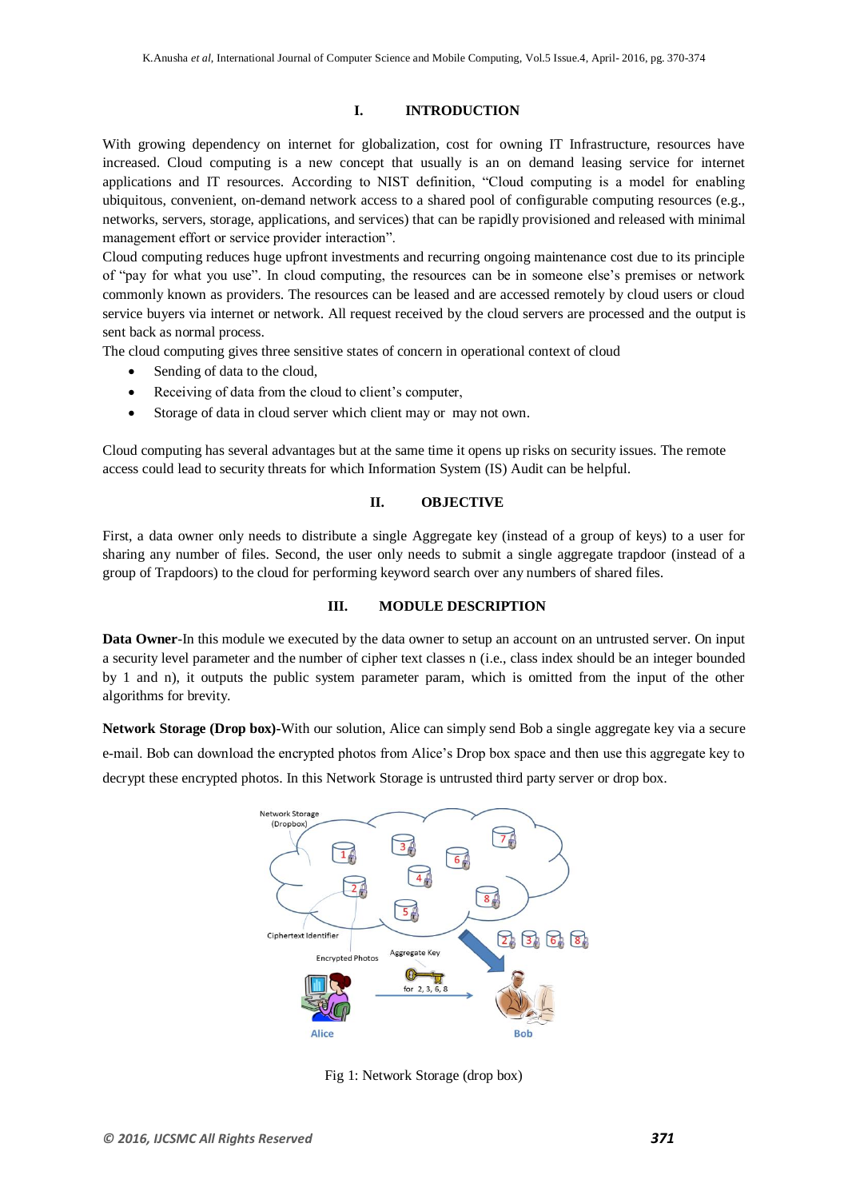## I. INTRODUCTION

With growing dependency on internet for globalization, cost for owning IT Infrastructure, resources have increased. Cloud computing is a new concept that usually is an on demand leasing service for internet applications and IT resources. According to NIST definition, "Cloud computing is a model for enabling ubiquitous, convenient, on-demand network access to a shared pool of configurable computing resources (e.g., networks, servers, storage, applications, and services) that can be rapidly provisioned and released with minimal management effort or service provider interaction".

Cloud computing reduces huge upfront investments and recurring ongoing maintenance cost due to its principle of "pay for what you use". In cloud computing, the resources can be in someone else's premises or network commonly known as providers. The resources can be leased and are accessed remotely by cloud users or cloud service buyers via internet or network. All request received by the cloud servers are processed and the output is sent back as normal process.

The cloud computing gives three sensitive states of concern in operational context of cloud

- Sending of data to the cloud,
- Receiving of data from the cloud to client's computer,
- Storage of data in cloud server which client may or may not own.

Cloud computing has several advantages but at the same time it opens up risks on security issues. The remote access could lead to security threats for which Information System (IS) Audit can be helpful.

## II. OBJECTIVE

First, a data owner only needs to distribute a single Aggregate key (instead of a group of keys) to a user for sharing any number of files. Second, the user only needs to submit a single aggregate trapdoor (instead of a group of Trapdoors) to the cloud for performing keyword search over any numbers of shared files.

## III. MODULE DESCRIPTION

**Data Owner**-In this module we executed by the data owner to setup an account on an untrusted server. On input a security level parameter and the number of cipher text classes n (i.e., class index should be an integer bounded by 1 and n), it outputs the public system parameter param, which is omitted from the input of the other algorithms for brevity.

**Network Storage (Drop box)**-With our solution, Alice can simply send Bob a single aggregate key via a secure e-mail. Bob can download the encrypted photos from Alice's Drop box space and then use this aggregate key to decrypt these encrypted photos. In this Network Storage is untrusted third party server or drop box.

Fig 1: Network Storage (drop box)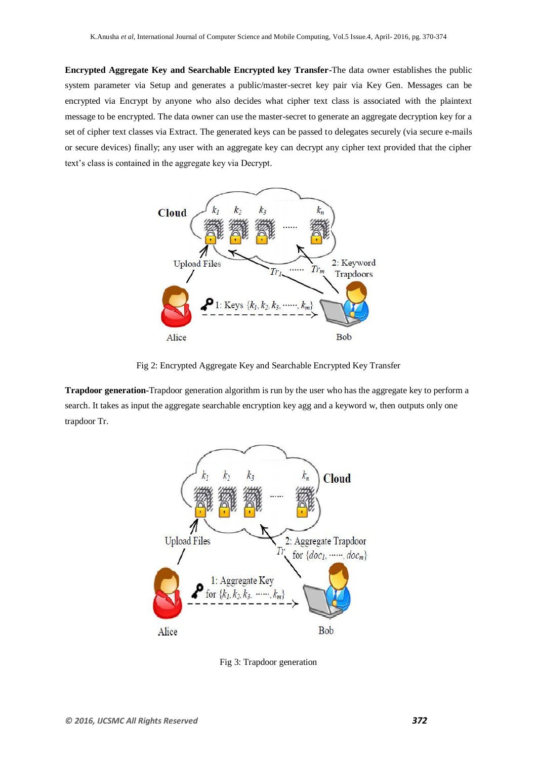**Encrypted Aggregate Key and Searchable Encrypted key Transfer-**The data owner establishes the public system parameter via Setup and generates a public/master-secret key pair via Key Gen. Messages can be encrypted via Encrypt by anyone who also decides what cipher text class is associated with the plaintext message to be encrypted. The data owner can use the master-secret to generate an aggregate decryption key for a set of cipher text classes via Extract. The generated keys can be passed to delegates securely (via secure e-mails or secure devices) finally; any user with an aggregate key can decrypt any cipher text provided that the cipher text's class is contained in the aggregate key via Decrypt.

Fig 2: Encrypted Aggregate Key and Searchable Encrypted Key Transfer

**Trapdoor generation-**Trapdoor generation algorithm is run by the user who has the aggregate key to perform a search. It takes as input the aggregate searchable encryption key agg and a keyword w, then outputs only one trapdoor Tr.

Fig 3: Trapdoor generation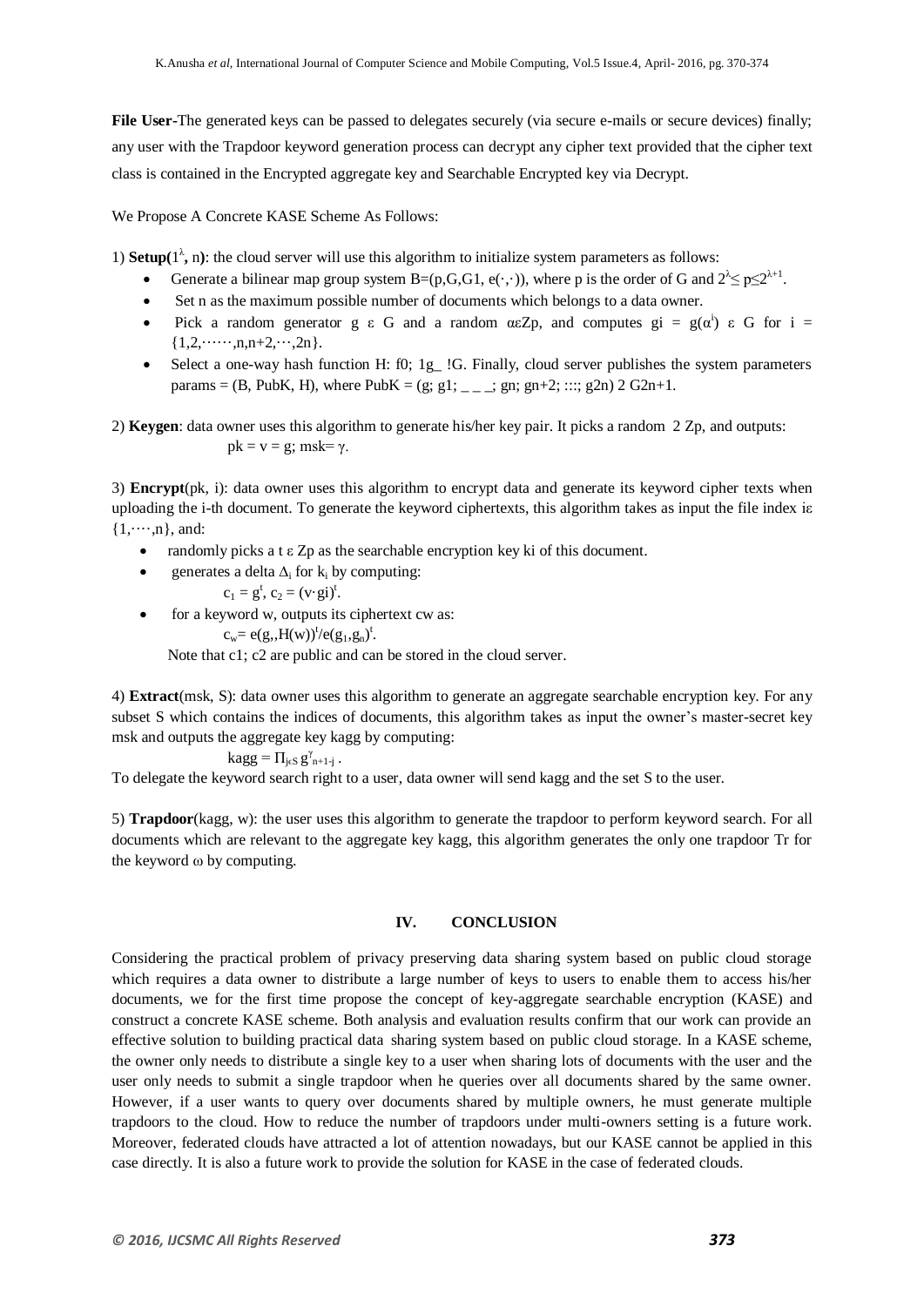**File User**-The generated keys can be passed to delegates securely (via secure e-mails or secure devices) finally; any user with the Trapdoor keyword generation process can decrypt any cipher text provided that the cipher text class is contained in the Encrypted aggregate key and Searchable Encrypted key via Decrypt.

We Propose A Concrete KASE Scheme As Follows:

1) **Setup($1^{\lambda}$, n)**: the cloud server will use this algorithm to initialize system parameters as follows:

- Generate a bilinear map group system B=(p,G,G1, e(·,·)), where p is the order of G and $2^{\lambda} \leq p \leq 2^{\lambda+1}$.
- Set n as the maximum possible number of documents which belongs to a data owner.
- Pick a random generator g ε G and a random αεZp, and computes $g_i = g(\alpha^i)$ ε G for i = {1,2,······,n,n+2,···,2n}.
- Select a one-way hash function H: f0; 1g_ !G. Finally, cloud server publishes the system parameters params = (B, PubK, H), where PubK = (g; g1; _ _ _; gn; gn+2; :::; g2n) 2 G2n+1.

2) **Keygen**: data owner uses this algorithm to generate his/her key pair. It picks a random 2 Zp, and outputs:

pk = v = g; msk= γ.

3) **Encrypt**(pk, i): data owner uses this algorithm to encrypt data and generate its keyword cipher texts when uploading the i-th document. To generate the keyword ciphertexts, this algorithm takes as input the file index iε {1,····,n}, and:

- randomly picks a t ε Zp as the searchable encryption key ki of this document.
- generates a delta $\Delta_i$ for $k_i$ by computing:

  $c_1 = g^t$, $c_2 = (v \cdot gi)^t$.
- for a keyword w, outputs its ciphertext cw as:

  $c_w = e(g,,H(w))^t / e(g_1,g_n)^t$.

  Note that c1; c2 are public and can be stored in the cloud server.

4) **Extract**(msk, S): data owner uses this algorithm to generate an aggregate searchable encryption key. For any subset S which contains the indices of documents, this algorithm takes as input the owner's master-secret key msk and outputs the aggregate key kagg by computing:

$$kagg = \Pi_{j\epsilon S}\, g^{\gamma}_{n+1-j}\,.$$

To delegate the keyword search right to a user, data owner will send kagg and the set S to the user.

5) **Trapdoor**(kagg, w): the user uses this algorithm to generate the trapdoor to perform keyword search. For all documents which are relevant to the aggregate key kagg, this algorithm generates the only one trapdoor Tr for the keyword ω by computing.

## IV. CONCLUSION

Considering the practical problem of privacy preserving data sharing system based on public cloud storage which requires a data owner to distribute a large number of keys to users to enable them to access his/her documents, we for the first time propose the concept of key-aggregate searchable encryption (KASE) and construct a concrete KASE scheme. Both analysis and evaluation results confirm that our work can provide an effective solution to building practical data sharing system based on public cloud storage. In a KASE scheme, the owner only needs to distribute a single key to a user when sharing lots of documents with the user and the user only needs to submit a single trapdoor when he queries over all documents shared by the same owner. However, if a user wants to query over documents shared by multiple owners, he must generate multiple trapdoors to the cloud. How to reduce the number of trapdoors under multi-owners setting is a future work. Moreover, federated clouds have attracted a lot of attention nowadays, but our KASE cannot be applied in this case directly. It is also a future work to provide the solution for KASE in the case of federated clouds.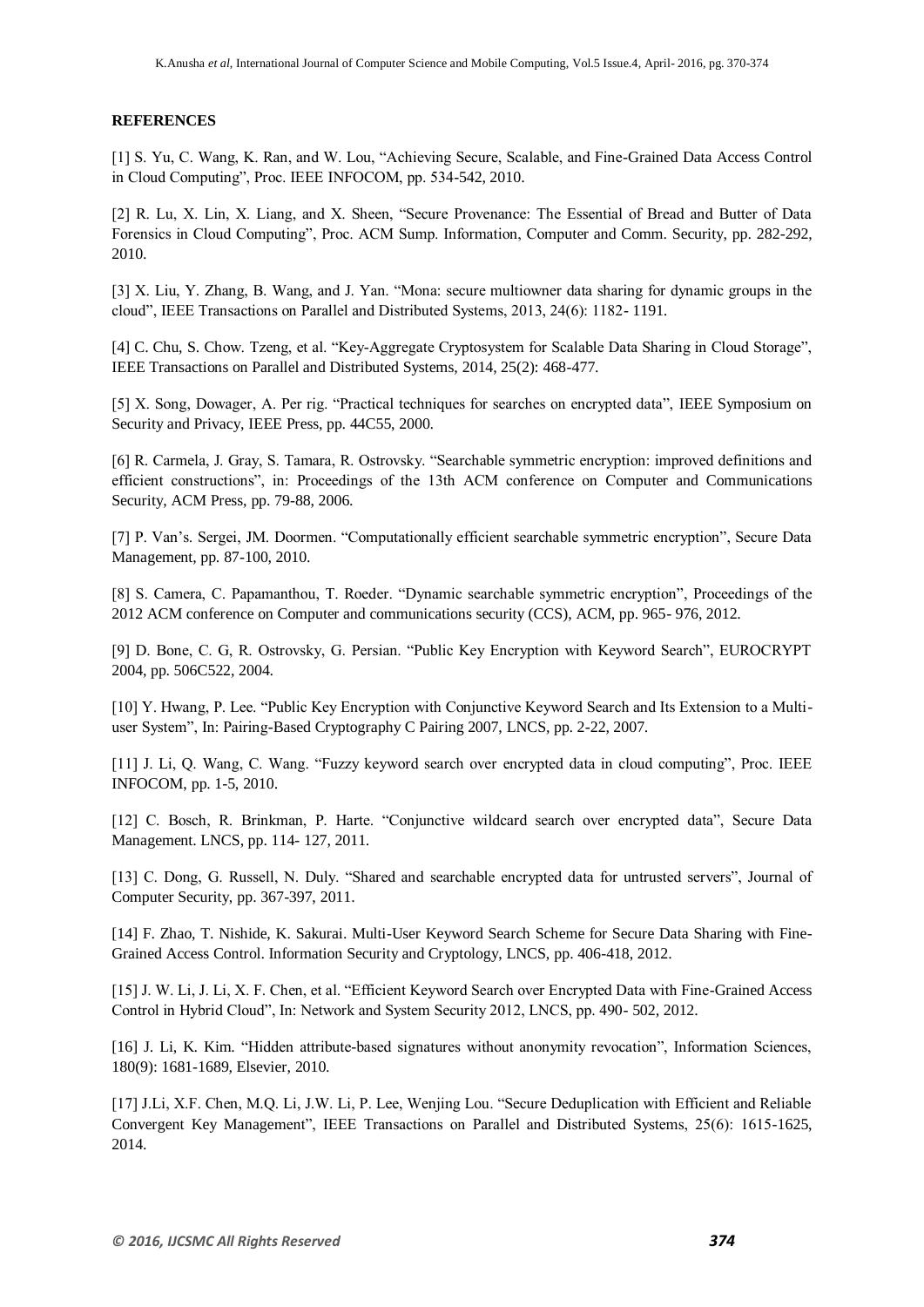**REFERENCES**

[1] S. Yu, C. Wang, K. Ran, and W. Lou, "Achieving Secure, Scalable, and Fine-Grained Data Access Control in Cloud Computing", Proc. IEEE INFOCOM, pp. 534-542, 2010.

[2] R. Lu, X. Lin, X. Liang, and X. Sheen, "Secure Provenance: The Essential of Bread and Butter of Data Forensics in Cloud Computing", Proc. ACM Sump. Information, Computer and Comm. Security, pp. 282-292, 2010.

[3] X. Liu, Y. Zhang, B. Wang, and J. Yan. "Mona: secure multiowner data sharing for dynamic groups in the cloud", IEEE Transactions on Parallel and Distributed Systems, 2013, 24(6): 1182- 1191.

[4] C. Chu, S. Chow. Tzeng, et al. "Key-Aggregate Cryptosystem for Scalable Data Sharing in Cloud Storage", IEEE Transactions on Parallel and Distributed Systems, 2014, 25(2): 468-477.

[5] X. Song, Dowager, A. Per rig. "Practical techniques for searches on encrypted data", IEEE Symposium on Security and Privacy, IEEE Press, pp. 44C55, 2000.

[6] R. Carmela, J. Gray, S. Tamara, R. Ostrovsky. "Searchable symmetric encryption: improved definitions and efficient constructions", in: Proceedings of the 13th ACM conference on Computer and Communications Security, ACM Press, pp. 79-88, 2006.

[7] P. Van's. Sergei, JM. Doormen. "Computationally efficient searchable symmetric encryption", Secure Data Management, pp. 87-100, 2010.

[8] S. Camera, C. Papamanthou, T. Roeder. "Dynamic searchable symmetric encryption", Proceedings of the 2012 ACM conference on Computer and communications security (CCS), ACM, pp. 965- 976, 2012.

[9] D. Bone, C. G, R. Ostrovsky, G. Persian. "Public Key Encryption with Keyword Search", EUROCRYPT 2004, pp. 506C522, 2004.

[10] Y. Hwang, P. Lee. "Public Key Encryption with Conjunctive Keyword Search and Its Extension to a Multi-user System", In: Pairing-Based Cryptography C Pairing 2007, LNCS, pp. 2-22, 2007.

[11] J. Li, Q. Wang, C. Wang. "Fuzzy keyword search over encrypted data in cloud computing", Proc. IEEE INFOCOM, pp. 1-5, 2010.

[12] C. Bosch, R. Brinkman, P. Harte. "Conjunctive wildcard search over encrypted data", Secure Data Management. LNCS, pp. 114- 127, 2011.

[13] C. Dong, G. Russell, N. Duly. "Shared and searchable encrypted data for untrusted servers", Journal of Computer Security, pp. 367-397, 2011.

[14] F. Zhao, T. Nishide, K. Sakurai. Multi-User Keyword Search Scheme for Secure Data Sharing with Fine-Grained Access Control. Information Security and Cryptology, LNCS, pp. 406-418, 2012.

[15] J. W. Li, J. Li, X. F. Chen, et al. "Efficient Keyword Search over Encrypted Data with Fine-Grained Access Control in Hybrid Cloud", In: Network and System Security 2012, LNCS, pp. 490- 502, 2012.

[16] J. Li, K. Kim. "Hidden attribute-based signatures without anonymity revocation", Information Sciences, 180(9): 1681-1689, Elsevier, 2010.

[17] J.Li, X.F. Chen, M.Q. Li, J.W. Li, P. Lee, Wenjing Lou. "Secure Deduplication with Efficient and Reliable Convergent Key Management", IEEE Transactions on Parallel and Distributed Systems, 25(6): 1615-1625, 2014.